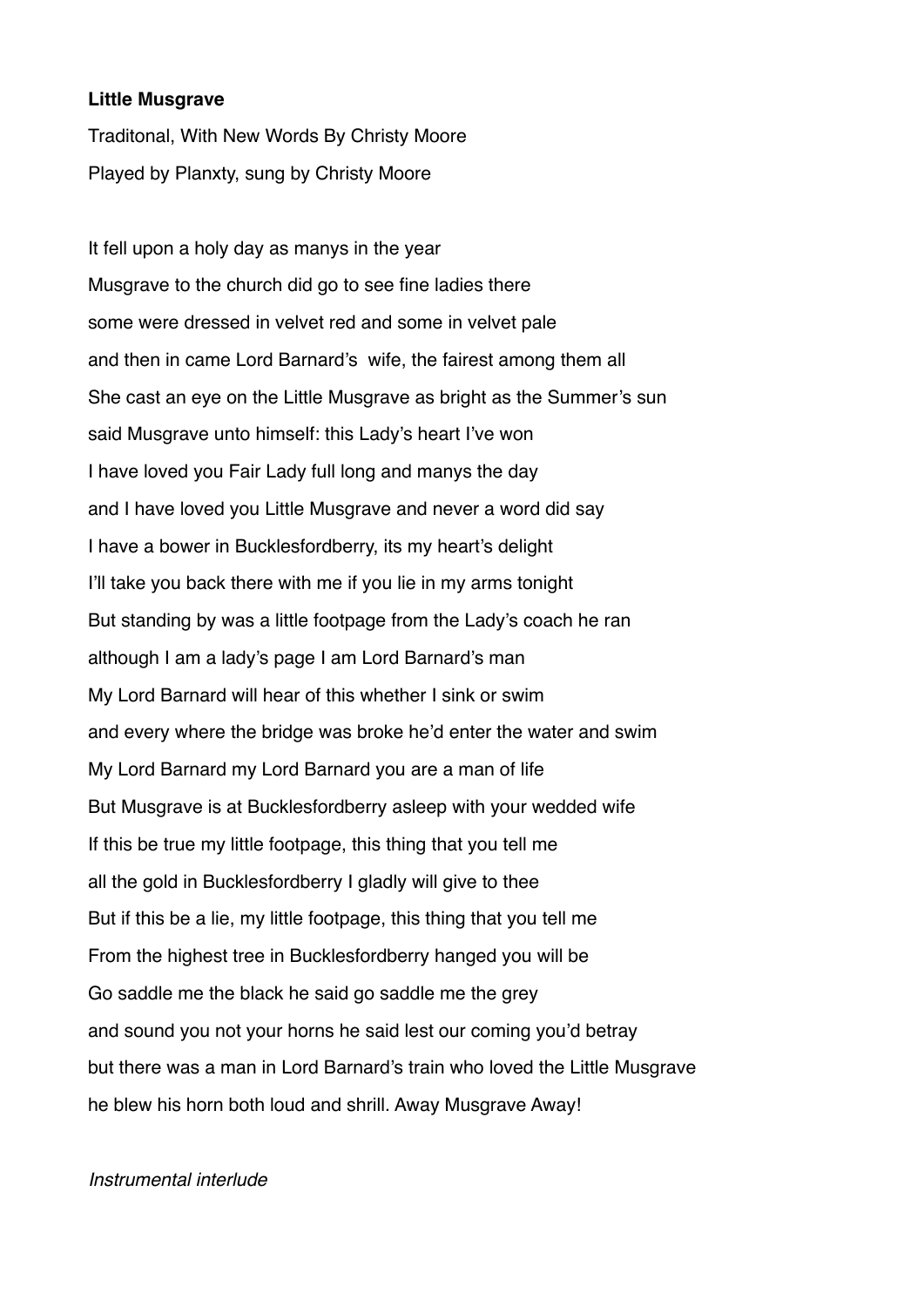**Little Musgrave**

Traditonal, With New Words By Christy Moore

Played by Planxty, sung by Christy Moore

It fell upon a holy day as manys in the year  
Musgrave to the church did go to see fine ladies there  
some were dressed in velvet red and some in velvet pale  
and then in came Lord Barnard's wife, the fairest among them all  
She cast an eye on the Little Musgrave as bright as the Summer's sun  
said Musgrave unto himself: this Lady's heart I've won  
I have loved you Fair Lady full long and manys the day  
and I have loved you Little Musgrave and never a word did say  
I have a bower in Bucklesfordberry, its my heart's delight  
I'll take you back there with me if you lie in my arms tonight  
But standing by was a little footpage from the Lady's coach he ran  
although I am a lady's page I am Lord Barnard's man  
My Lord Barnard will hear of this whether I sink or swim  
and every where the bridge was broke he'd enter the water and swim  
My Lord Barnard my Lord Barnard you are a man of life  
But Musgrave is at Bucklesfordberry asleep with your wedded wife  
If this be true my little footpage, this thing that you tell me  
all the gold in Bucklesfordberry I gladly will give to thee  
But if this be a lie, my little footpage, this thing that you tell me  
From the highest tree in Bucklesfordberry hanged you will be  
Go saddle me the black he said go saddle me the grey  
and sound you not your horns he said lest our coming you'd betray  
but there was a man in Lord Barnard's train who loved the Little Musgrave  
he blew his horn both loud and shrill. Away Musgrave Away!

*Instrumental interlude*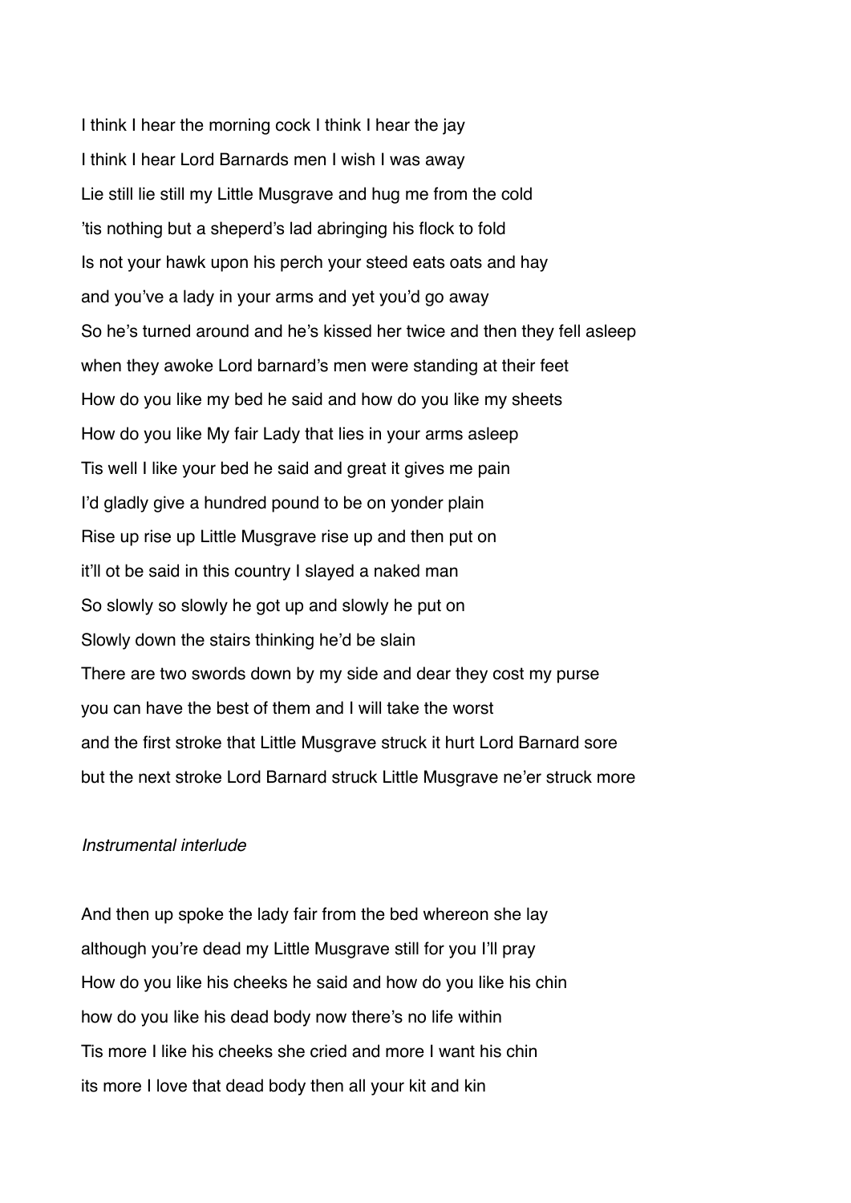I think I hear the morning cock I think I hear the jay

I think I hear Lord Barnards men I wish I was away

Lie still lie still my Little Musgrave and hug me from the cold

'tis nothing but a sheperd's lad abringing his flock to fold

Is not your hawk upon his perch your steed eats oats and hay

and you've a lady in your arms and yet you'd go away

So he's turned around and he's kissed her twice and then they fell asleep

when they awoke Lord barnard's men were standing at their feet

How do you like my bed he said and how do you like my sheets

How do you like My fair Lady that lies in your arms asleep

Tis well I like your bed he said and great it gives me pain

I'd gladly give a hundred pound to be on yonder plain

Rise up rise up Little Musgrave rise up and then put on

it'll ot be said in this country I slayed a naked man

So slowly so slowly he got up and slowly he put on

Slowly down the stairs thinking he'd be slain

There are two swords down by my side and dear they cost my purse

you can have the best of them and I will take the worst

and the first stroke that Little Musgrave struck it hurt Lord Barnard sore

but the next stroke Lord Barnard struck Little Musgrave ne'er struck more

*Instrumental interlude*

And then up spoke the lady fair from the bed whereon she lay

although you're dead my Little Musgrave still for you I'll pray

How do you like his cheeks he said and how do you like his chin

how do you like his dead body now there's no life within

Tis more I like his cheeks she cried and more I want his chin

its more I love that dead body then all your kit and kin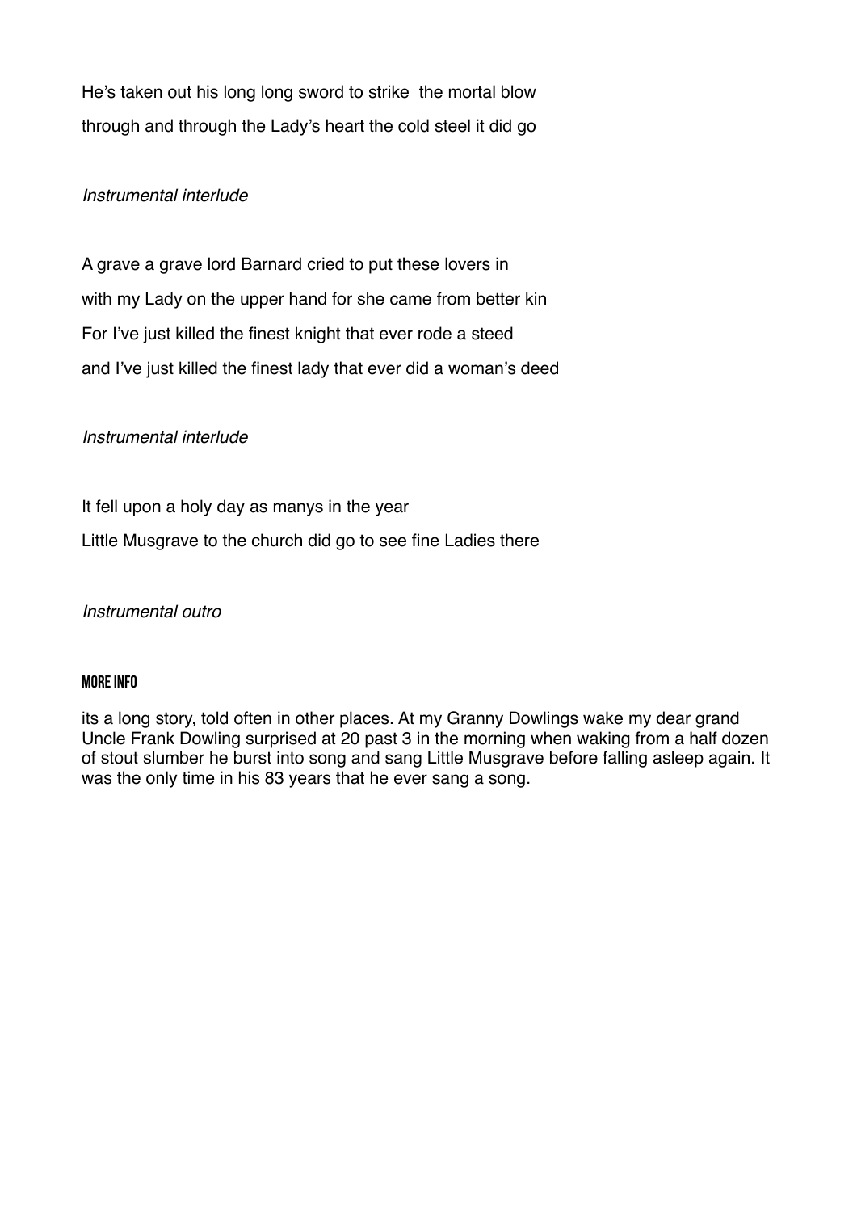He's taken out his long long sword to strike  the mortal blow

through and through the Lady's heart the cold steel it did go

*Instrumental interlude*

A grave a grave lord Barnard cried to put these lovers in

with my Lady on the upper hand for she came from better kin

For I've just killed the finest knight that ever rode a steed

and I've just killed the finest lady that ever did a woman's deed

*Instrumental interlude*

It fell upon a holy day as manys in the year

Little Musgrave to the church did go to see fine Ladies there

*Instrumental outro*

#### MORE INFO

its a long story, told often in other places. At my Granny Dowlings wake my dear grand Uncle Frank Dowling surprised at 20 past 3 in the morning when waking from a half dozen of stout slumber he burst into song and sang Little Musgrave before falling asleep again. It was the only time in his 83 years that he ever sang a song.